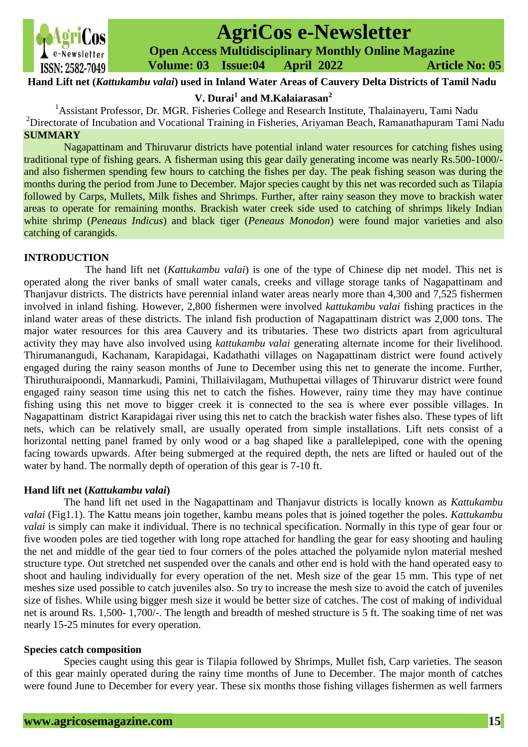# Hand Lift net (*Kattukambu valai*) used in Inland Water Areas of Cauvery Delta Districts of Tamil Nadu

**V. Durai[1] and M.Kalaiarasan[2]**

[1]Assistant Professor, Dr. MGR. Fisheries College and Research Institute, Thalainayeru, Tami Nadu
[2]Directorate of Incubation and Vocational Training in Fisheries, Ariyaman Beach, Ramanathapuram Tami Nadu

## SUMMARY

Nagapattinam and Thiruvarur districts have potential inland water resources for catching fishes using traditional type of fishing gears. A fisherman using this gear daily generating income was nearly Rs.500-1000/- and also fishermen spending few hours to catching the fishes per day. The peak fishing season was during the months during the period from June to December. Major species caught by this net was recorded such as Tilapia followed by Carps, Mullets, Milk fishes and Shrimps. Further, after rainy season they move to brackish water areas to operate for remaining months. Brackish water creek side used to catching of shrimps likely Indian white shrimp (*Peneaus Indicus*) and black tiger (*Peneaus Monodon*) were found major varieties and also catching of carangids.

## INTRODUCTION

The hand lift net (*Kattukambu valai*) is one of the type of Chinese dip net model. This net is operated along the river banks of small water canals, creeks and village storage tanks of Nagapattinam and Thanjavur districts. The districts have perennial inland water areas nearly more than 4,300 and 7,525 fishermen involved in inland fishing. However, 2,800 fishermen were involved *kattukambu valai* fishing practices in the inland water areas of these districts. The inland fish production of Nagapattinam district was 2,000 tons. The major water resources for this area Cauvery and its tributaries. These two districts apart from agricultural activity they may have also involved using *kattukambu valai* generating alternate income for their livelihood. Thirumanangudi, Kachanam, Karapidagai, Kadathathi villages on Nagapattinam district were found actively engaged during the rainy season months of June to December using this net to generate the income. Further, Thiruthuraipoondi, Mannarkudi, Pamini, Thillaivilagam, Muthupettai villages of Thiruvarur district were found engaged rainy season time using this net to catch the fishes. However, rainy time they may have continue fishing using this net move to bigger creek it is connected to the sea is where ever possible villages. In Nagapattinam district Karapidagai river using this net to catch the brackish water fishes also. These types of lift nets, which can be relatively small, are usually operated from simple installations. Lift nets consist of a horizontal netting panel framed by only wood or a bag shaped like a parallelepiped, cone with the opening facing towards upwards. After being submerged at the required depth, the nets are lifted or hauled out of the water by hand. The normally depth of operation of this gear is 7-10 ft.

### Hand lift net (*Kattukambu valai*)

The hand lift net used in the Nagapattinam and Thanjavur districts is locally known as *Kattukambu valai* (Fig1.1). The Kattu means join together, kambu means poles that is joined together the poles. *Kattukambu valai* is simply can make it individual. There is no technical specification. Normally in this type of gear four or five wooden poles are tied together with long rope attached for handling the gear for easy shooting and hauling the net and middle of the gear tied to four corners of the poles attached the polyamide nylon material meshed structure type. Out stretched net suspended over the canals and other end is hold with the hand operated easy to shoot and hauling individually for every operation of the net. Mesh size of the gear 15 mm. This type of net meshes size used possible to catch juveniles also. So try to increase the mesh size to avoid the catch of juveniles size of fishes. While using bigger mesh size it would be better size of catches. The cost of making of individual net is around Rs. 1,500- 1,700/-. The length and breadth of meshed structure is 5 ft. The soaking time of net was nearly 15-25 minutes for every operation.

### Species catch composition

Species caught using this gear is Tilapia followed by Shrimps, Mullet fish, Carp varieties. The season of this gear mainly operated during the rainy time months of June to December. The major month of catches were found June to December for every year. These six months those fishing villages fishermen as well farmers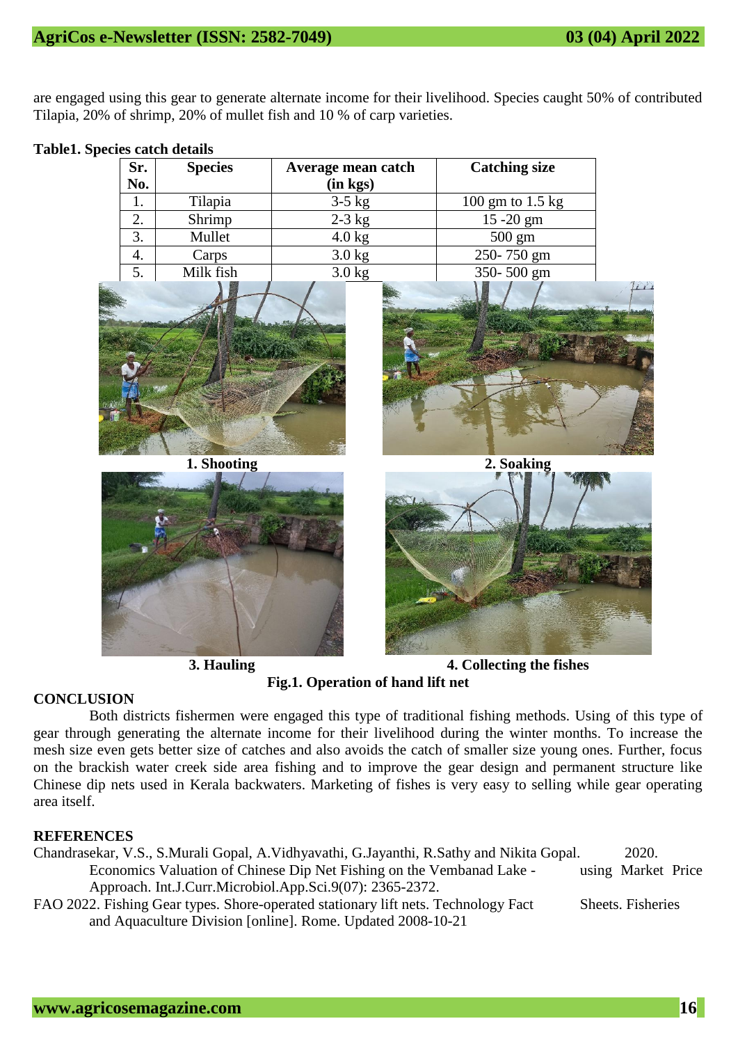are engaged using this gear to generate alternate income for their livelihood. Species caught 50% of contributed Tilapia, 20% of shrimp, 20% of mullet fish and 10 % of carp varieties.

**Table1. Species catch details**

| Sr. No. | Species | Average mean catch (in kgs) | Catching size |
|---|---|---|---|
| 1. | Tilapia | 3-5 kg | 100 gm to 1.5 kg |
| 2. | Shrimp | 2-3 kg | 15 -20 gm |
| 3. | Mullet | 4.0 kg | 500 gm |
| 4. | Carps | 3.0 kg | 250- 750 gm |
| 5. | Milk fish | 3.0 kg | 350- 500 gm |

**1. Shooting** **2. Soaking**

**3. Hauling** **4. Collecting the fishes**

**Fig.1. Operation of hand lift net**

## CONCLUSION

Both districts fishermen were engaged this type of traditional fishing methods. Using of this type of gear through generating the alternate income for their livelihood during the winter months. To increase the mesh size even gets better size of catches and also avoids the catch of smaller size young ones. Further, focus on the brackish water creek side area fishing and to improve the gear design and permanent structure like Chinese dip nets used in Kerala backwaters. Marketing of fishes is very easy to selling while gear operating area itself.

## REFERENCES

Chandrasekar, V.S., S.Murali Gopal, A.Vidhyavathi, G.Jayanthi, R.Sathy and Nikita Gopal. 2020. Economics Valuation of Chinese Dip Net Fishing on the Vembanad Lake - using Market Price Approach. Int.J.Curr.Microbiol.App.Sci.9(07): 2365-2372.

FAO 2022. Fishing Gear types. Shore-operated stationary lift nets. Technology Fact Sheets. Fisheries and Aquaculture Division [online]. Rome. Updated 2008-10-21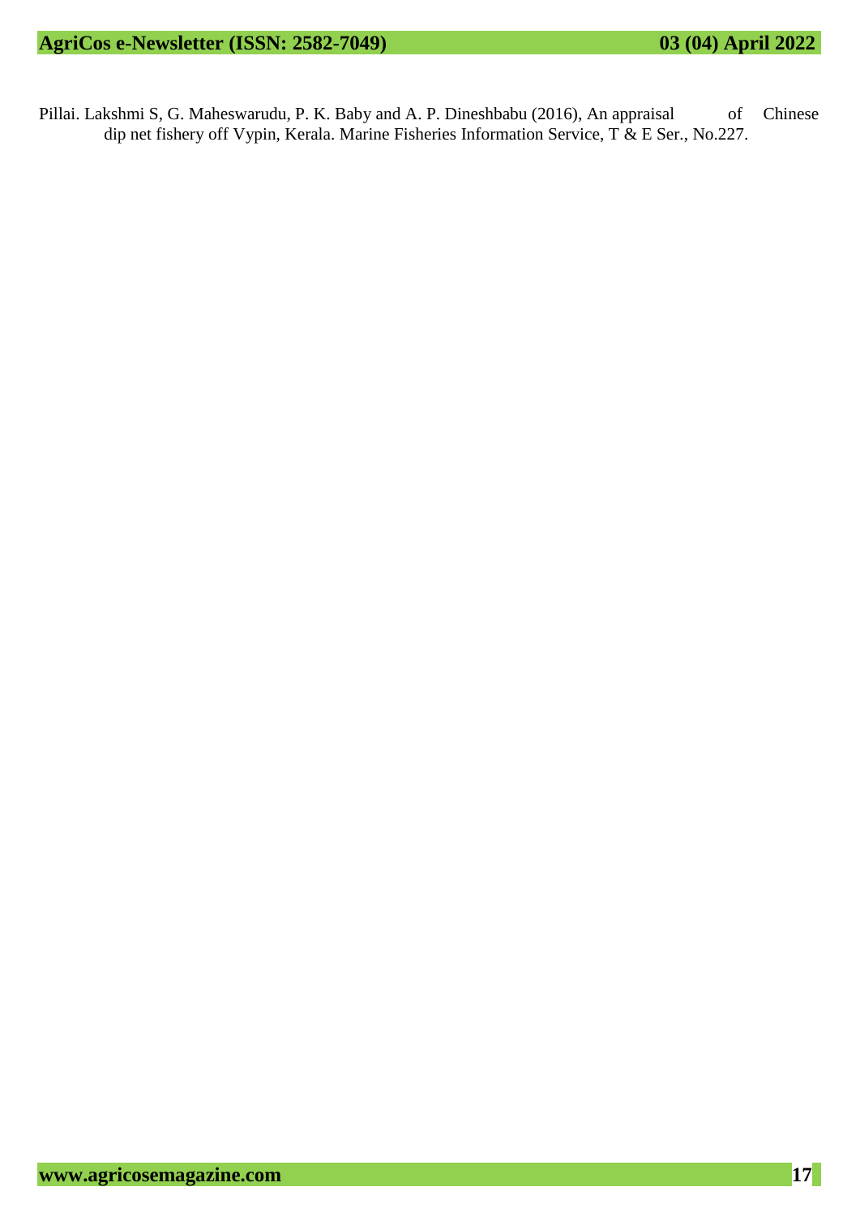Pillai. Lakshmi S, G. Maheswarudu, P. K. Baby and A. P. Dineshbabu (2016), An appraisal of Chinese dip net fishery off Vypin, Kerala. Marine Fisheries Information Service, T & E Ser., No.227.